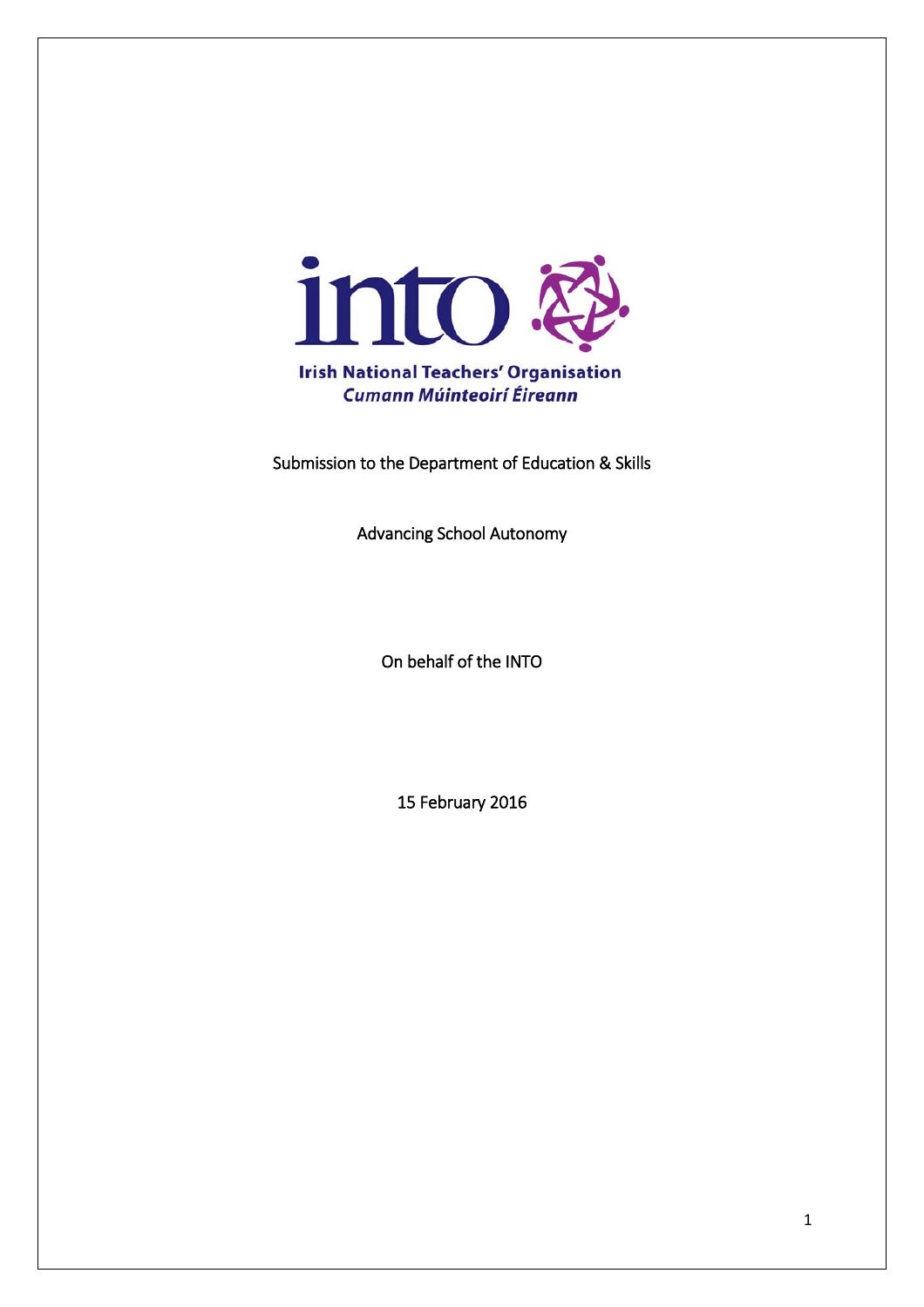Irish National Teachers' Organisation

*Cumann Múinteoirí Éireann*

Submission to the Department of Education & Skills

Advancing School Autonomy

On behalf of the INTO

15 February 2016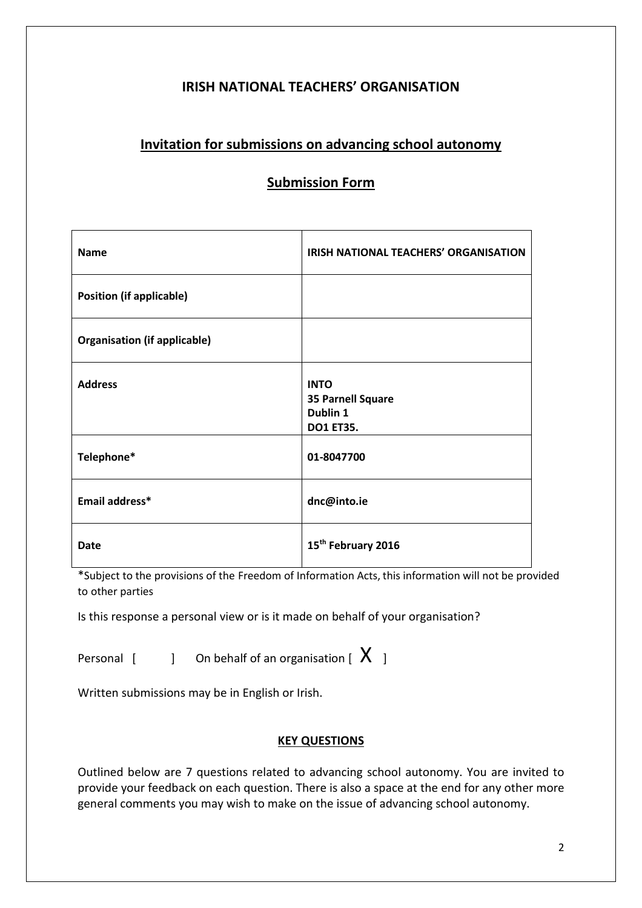# IRISH NATIONAL TEACHERS' ORGANISATION

## Invitation for submissions on advancing school autonomy

## Submission Form

| | |
|---|---|
| **Name** | **IRISH NATIONAL TEACHERS' ORGANISATION** |
| **Position (if applicable)** | |
| **Organisation (if applicable)** | |
| **Address** | **INTO**<br>**35 Parnell Square**<br>**Dublin 1**<br>**DO1 ET35.** |
| **Telephone*** | **01-8047700** |
| **Email address*** | **dnc@into.ie** |
| **Date** | **15th February 2016** |

*Subject to the provisions of the Freedom of Information Acts, this information will not be provided to other parties

Is this response a personal view or is it made on behalf of your organisation?

Personal [ ] On behalf of an organisation [ X ]

Written submissions may be in English or Irish.

### KEY QUESTIONS

Outlined below are 7 questions related to advancing school autonomy. You are invited to provide your feedback on each question. There is also a space at the end for any other more general comments you may wish to make on the issue of advancing school autonomy.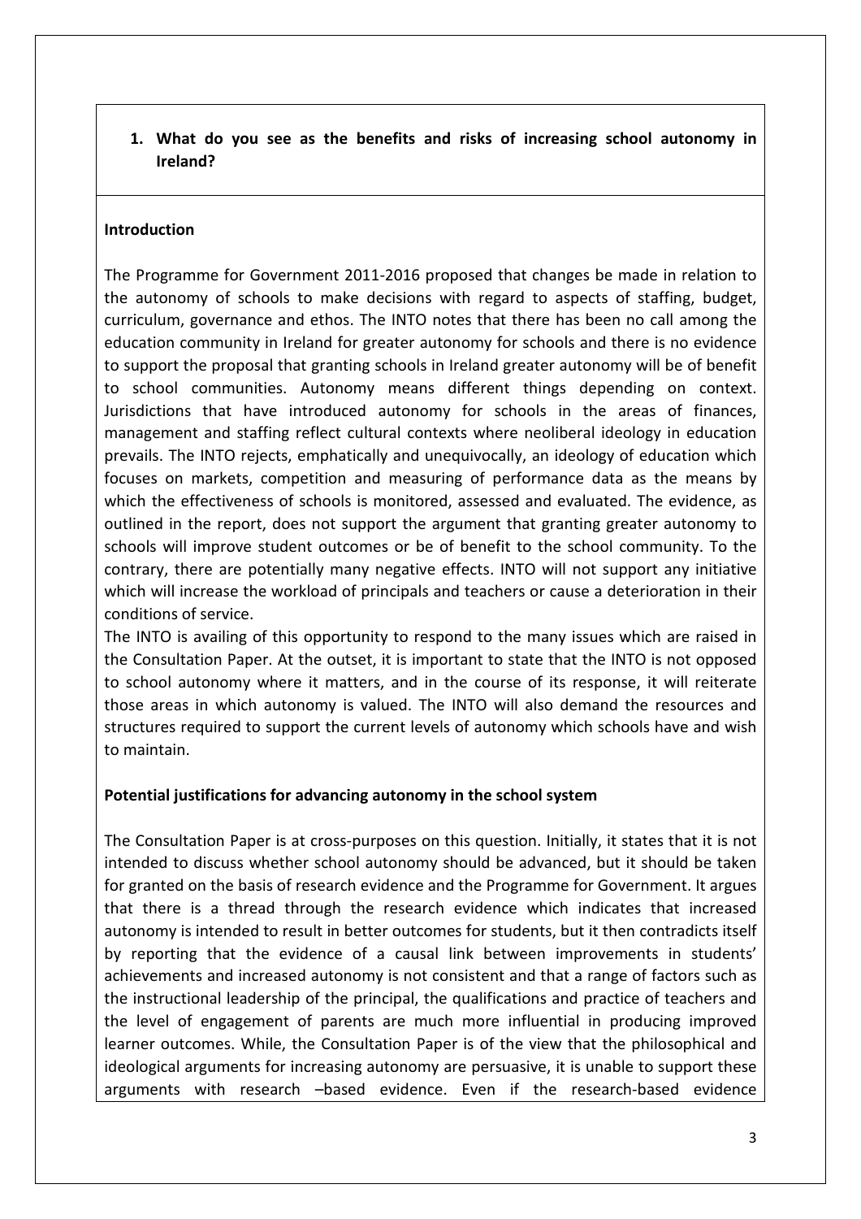1. **What do you see as the benefits and risks of increasing school autonomy in Ireland?**

**Introduction**

The Programme for Government 2011-2016 proposed that changes be made in relation to the autonomy of schools to make decisions with regard to aspects of staffing, budget, curriculum, governance and ethos. The INTO notes that there has been no call among the education community in Ireland for greater autonomy for schools and there is no evidence to support the proposal that granting schools in Ireland greater autonomy will be of benefit to school communities. Autonomy means different things depending on context. Jurisdictions that have introduced autonomy for schools in the areas of finances, management and staffing reflect cultural contexts where neoliberal ideology in education prevails. The INTO rejects, emphatically and unequivocally, an ideology of education which focuses on markets, competition and measuring of performance data as the means by which the effectiveness of schools is monitored, assessed and evaluated. The evidence, as outlined in the report, does not support the argument that granting greater autonomy to schools will improve student outcomes or be of benefit to the school community. To the contrary, there are potentially many negative effects. INTO will not support any initiative which will increase the workload of principals and teachers or cause a deterioration in their conditions of service.

The INTO is availing of this opportunity to respond to the many issues which are raised in the Consultation Paper. At the outset, it is important to state that the INTO is not opposed to school autonomy where it matters, and in the course of its response, it will reiterate those areas in which autonomy is valued. The INTO will also demand the resources and structures required to support the current levels of autonomy which schools have and wish to maintain.

**Potential justifications for advancing autonomy in the school system**

The Consultation Paper is at cross-purposes on this question. Initially, it states that it is not intended to discuss whether school autonomy should be advanced, but it should be taken for granted on the basis of research evidence and the Programme for Government. It argues that there is a thread through the research evidence which indicates that increased autonomy is intended to result in better outcomes for students, but it then contradicts itself by reporting that the evidence of a causal link between improvements in students' achievements and increased autonomy is not consistent and that a range of factors such as the instructional leadership of the principal, the qualifications and practice of teachers and the level of engagement of parents are much more influential in producing improved learner outcomes. While, the Consultation Paper is of the view that the philosophical and ideological arguments for increasing autonomy are persuasive, it is unable to support these arguments with research –based evidence. Even if the research-based evidence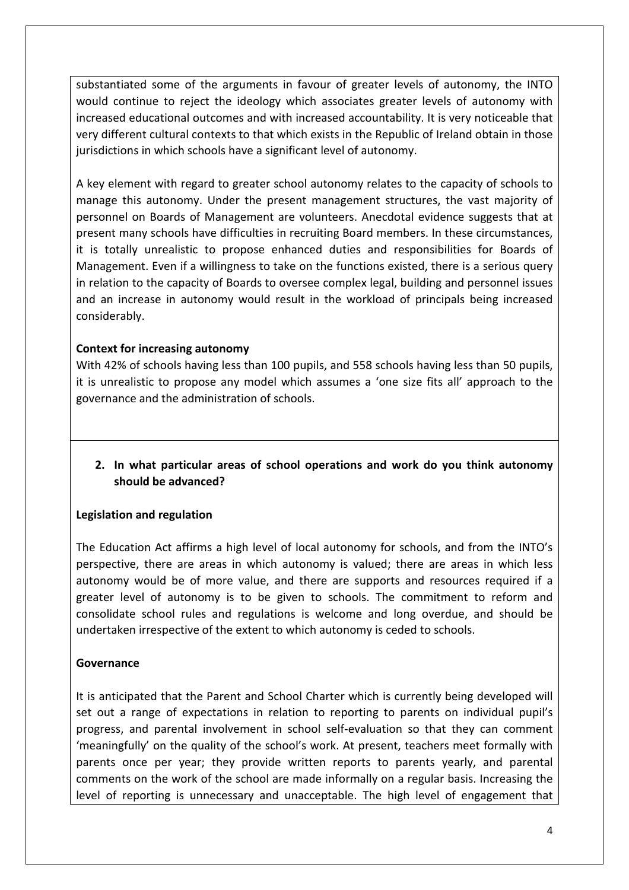substantiated some of the arguments in favour of greater levels of autonomy, the INTO would continue to reject the ideology which associates greater levels of autonomy with increased educational outcomes and with increased accountability. It is very noticeable that very different cultural contexts to that which exists in the Republic of Ireland obtain in those jurisdictions in which schools have a significant level of autonomy.

A key element with regard to greater school autonomy relates to the capacity of schools to manage this autonomy. Under the present management structures, the vast majority of personnel on Boards of Management are volunteers. Anecdotal evidence suggests that at present many schools have difficulties in recruiting Board members. In these circumstances, it is totally unrealistic to propose enhanced duties and responsibilities for Boards of Management. Even if a willingness to take on the functions existed, there is a serious query in relation to the capacity of Boards to oversee complex legal, building and personnel issues and an increase in autonomy would result in the workload of principals being increased considerably.

**Context for increasing autonomy**

With 42% of schools having less than 100 pupils, and 558 schools having less than 50 pupils, it is unrealistic to propose any model which assumes a 'one size fits all' approach to the governance and the administration of schools.

2. **In what particular areas of school operations and work do you think autonomy should be advanced?**

**Legislation and regulation**

The Education Act affirms a high level of local autonomy for schools, and from the INTO's perspective, there are areas in which autonomy is valued; there are areas in which less autonomy would be of more value, and there are supports and resources required if a greater level of autonomy is to be given to schools. The commitment to reform and consolidate school rules and regulations is welcome and long overdue, and should be undertaken irrespective of the extent to which autonomy is ceded to schools.

**Governance**

It is anticipated that the Parent and School Charter which is currently being developed will set out a range of expectations in relation to reporting to parents on individual pupil's progress, and parental involvement in school self-evaluation so that they can comment 'meaningfully' on the quality of the school's work. At present, teachers meet formally with parents once per year; they provide written reports to parents yearly, and parental comments on the work of the school are made informally on a regular basis. Increasing the level of reporting is unnecessary and unacceptable. The high level of engagement that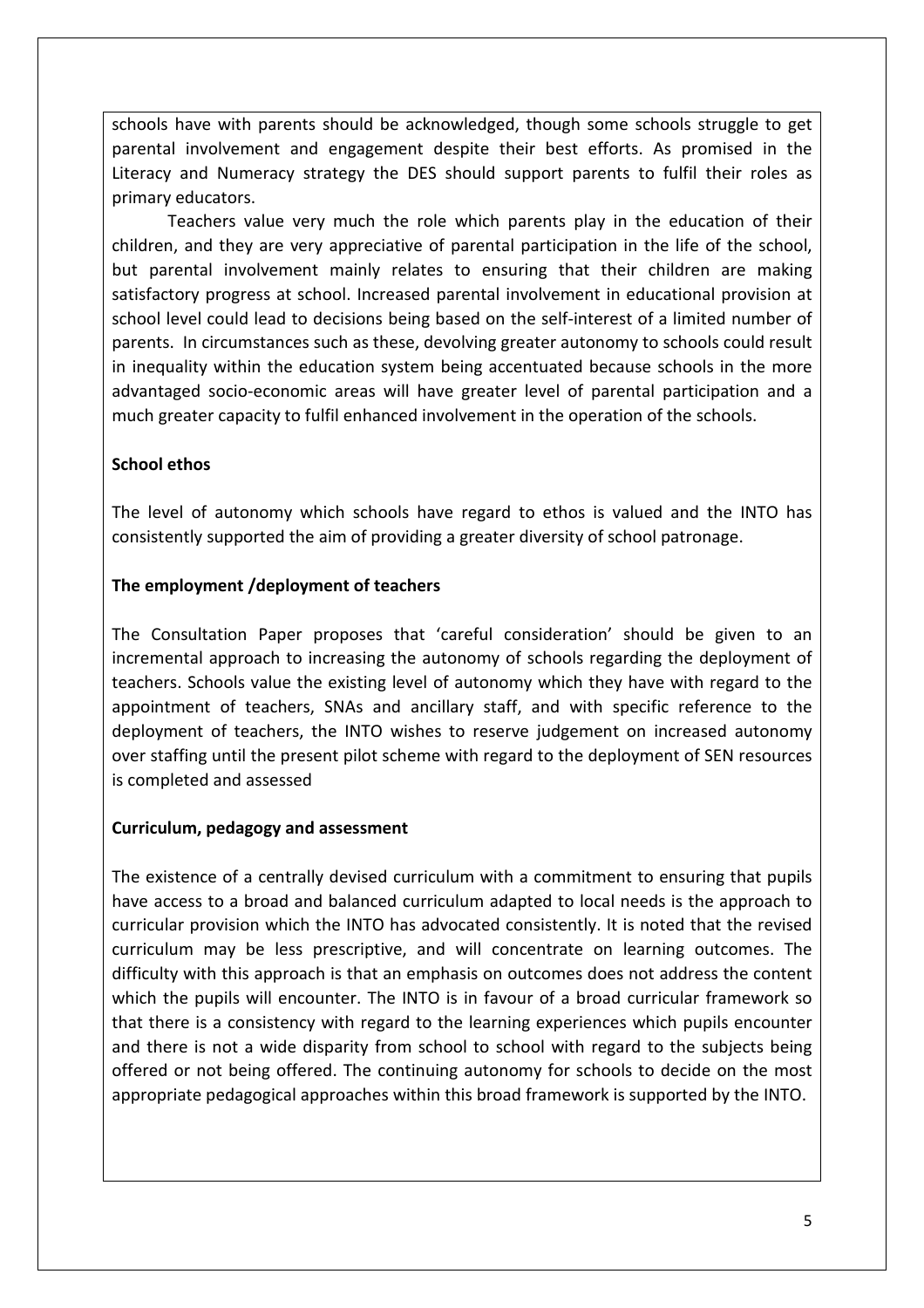schools have with parents should be acknowledged, though some schools struggle to get parental involvement and engagement despite their best efforts. As promised in the Literacy and Numeracy strategy the DES should support parents to fulfil their roles as primary educators.

Teachers value very much the role which parents play in the education of their children, and they are very appreciative of parental participation in the life of the school, but parental involvement mainly relates to ensuring that their children are making satisfactory progress at school. Increased parental involvement in educational provision at school level could lead to decisions being based on the self-interest of a limited number of parents. In circumstances such as these, devolving greater autonomy to schools could result in inequality within the education system being accentuated because schools in the more advantaged socio-economic areas will have greater level of parental participation and a much greater capacity to fulfil enhanced involvement in the operation of the schools.

**School ethos**

The level of autonomy which schools have regard to ethos is valued and the INTO has consistently supported the aim of providing a greater diversity of school patronage.

**The employment /deployment of teachers**

The Consultation Paper proposes that 'careful consideration' should be given to an incremental approach to increasing the autonomy of schools regarding the deployment of teachers. Schools value the existing level of autonomy which they have with regard to the appointment of teachers, SNAs and ancillary staff, and with specific reference to the deployment of teachers, the INTO wishes to reserve judgement on increased autonomy over staffing until the present pilot scheme with regard to the deployment of SEN resources is completed and assessed

**Curriculum, pedagogy and assessment**

The existence of a centrally devised curriculum with a commitment to ensuring that pupils have access to a broad and balanced curriculum adapted to local needs is the approach to curricular provision which the INTO has advocated consistently. It is noted that the revised curriculum may be less prescriptive, and will concentrate on learning outcomes. The difficulty with this approach is that an emphasis on outcomes does not address the content which the pupils will encounter. The INTO is in favour of a broad curricular framework so that there is a consistency with regard to the learning experiences which pupils encounter and there is not a wide disparity from school to school with regard to the subjects being offered or not being offered. The continuing autonomy for schools to decide on the most appropriate pedagogical approaches within this broad framework is supported by the INTO.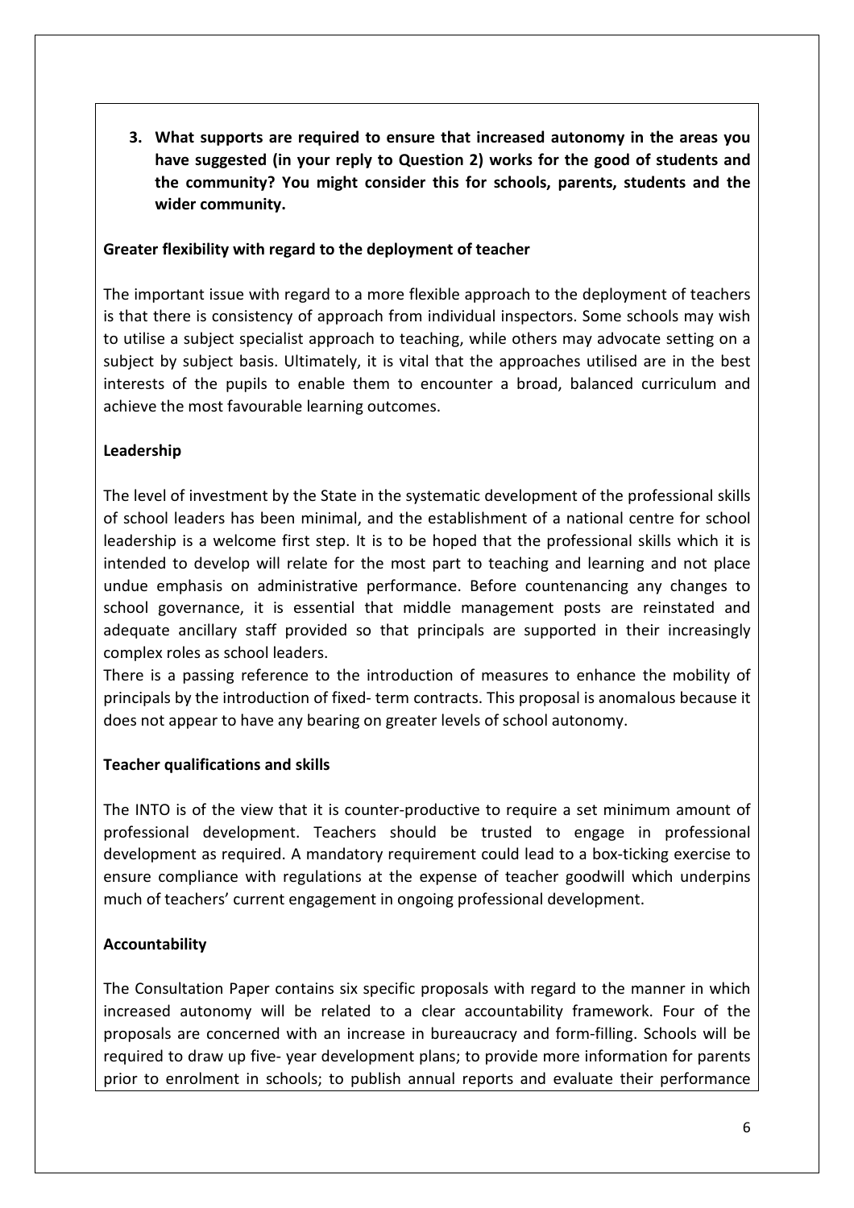**3. What supports are required to ensure that increased autonomy in the areas you have suggested (in your reply to Question 2) works for the good of students and the community? You might consider this for schools, parents, students and the wider community.**

**Greater flexibility with regard to the deployment of teacher**

The important issue with regard to a more flexible approach to the deployment of teachers is that there is consistency of approach from individual inspectors. Some schools may wish to utilise a subject specialist approach to teaching, while others may advocate setting on a subject by subject basis. Ultimately, it is vital that the approaches utilised are in the best interests of the pupils to enable them to encounter a broad, balanced curriculum and achieve the most favourable learning outcomes.

**Leadership**

The level of investment by the State in the systematic development of the professional skills of school leaders has been minimal, and the establishment of a national centre for school leadership is a welcome first step. It is to be hoped that the professional skills which it is intended to develop will relate for the most part to teaching and learning and not place undue emphasis on administrative performance. Before countenancing any changes to school governance, it is essential that middle management posts are reinstated and adequate ancillary staff provided so that principals are supported in their increasingly complex roles as school leaders.

There is a passing reference to the introduction of measures to enhance the mobility of principals by the introduction of fixed- term contracts. This proposal is anomalous because it does not appear to have any bearing on greater levels of school autonomy.

**Teacher qualifications and skills**

The INTO is of the view that it is counter-productive to require a set minimum amount of professional development. Teachers should be trusted to engage in professional development as required. A mandatory requirement could lead to a box-ticking exercise to ensure compliance with regulations at the expense of teacher goodwill which underpins much of teachers' current engagement in ongoing professional development.

**Accountability**

The Consultation Paper contains six specific proposals with regard to the manner in which increased autonomy will be related to a clear accountability framework. Four of the proposals are concerned with an increase in bureaucracy and form-filling. Schools will be required to draw up five- year development plans; to provide more information for parents prior to enrolment in schools; to publish annual reports and evaluate their performance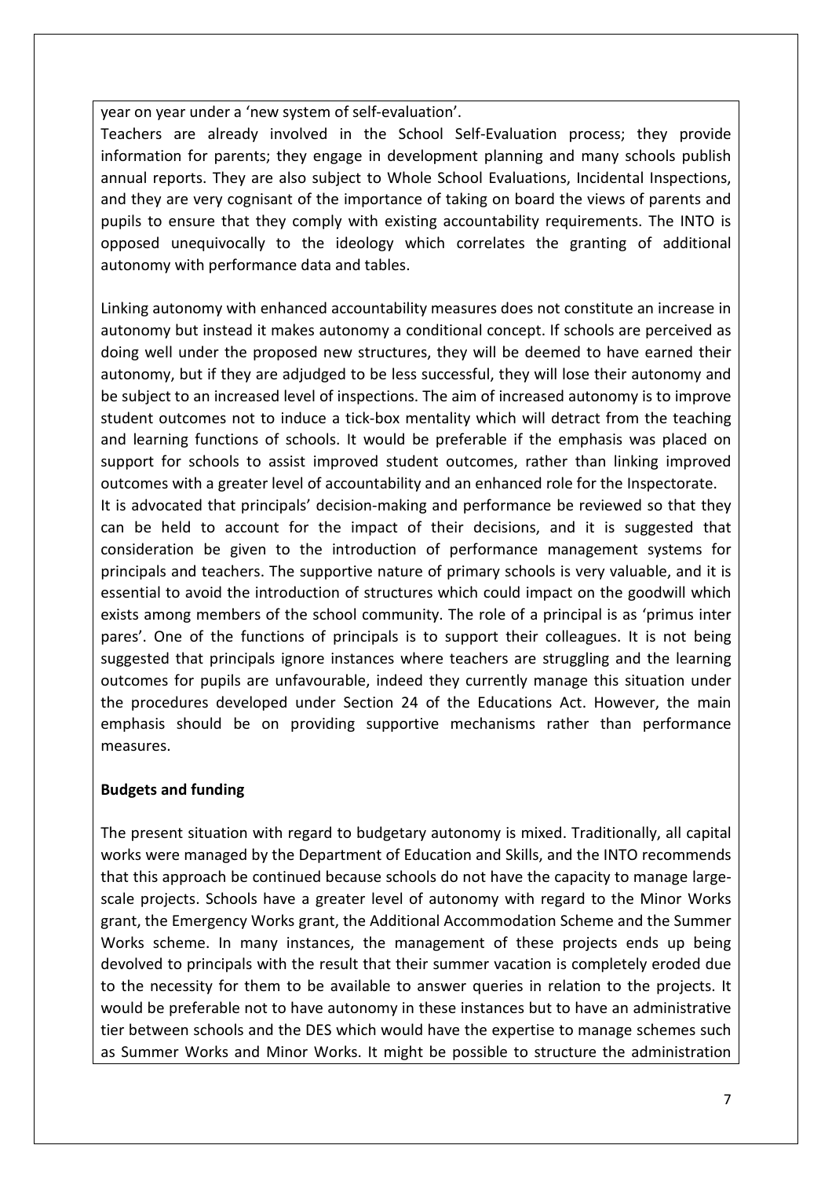year on year under a 'new system of self-evaluation'.

Teachers are already involved in the School Self-Evaluation process; they provide information for parents; they engage in development planning and many schools publish annual reports. They are also subject to Whole School Evaluations, Incidental Inspections, and they are very cognisant of the importance of taking on board the views of parents and pupils to ensure that they comply with existing accountability requirements. The INTO is opposed unequivocally to the ideology which correlates the granting of additional autonomy with performance data and tables.

Linking autonomy with enhanced accountability measures does not constitute an increase in autonomy but instead it makes autonomy a conditional concept. If schools are perceived as doing well under the proposed new structures, they will be deemed to have earned their autonomy, but if they are adjudged to be less successful, they will lose their autonomy and be subject to an increased level of inspections. The aim of increased autonomy is to improve student outcomes not to induce a tick-box mentality which will detract from the teaching and learning functions of schools. It would be preferable if the emphasis was placed on support for schools to assist improved student outcomes, rather than linking improved outcomes with a greater level of accountability and an enhanced role for the Inspectorate.

It is advocated that principals' decision-making and performance be reviewed so that they can be held to account for the impact of their decisions, and it is suggested that consideration be given to the introduction of performance management systems for principals and teachers. The supportive nature of primary schools is very valuable, and it is essential to avoid the introduction of structures which could impact on the goodwill which exists among members of the school community. The role of a principal is as 'primus inter pares'. One of the functions of principals is to support their colleagues. It is not being suggested that principals ignore instances where teachers are struggling and the learning outcomes for pupils are unfavourable, indeed they currently manage this situation under the procedures developed under Section 24 of the Educations Act. However, the main emphasis should be on providing supportive mechanisms rather than performance measures.

**Budgets and funding**

The present situation with regard to budgetary autonomy is mixed. Traditionally, all capital works were managed by the Department of Education and Skills, and the INTO recommends that this approach be continued because schools do not have the capacity to manage large-scale projects. Schools have a greater level of autonomy with regard to the Minor Works grant, the Emergency Works grant, the Additional Accommodation Scheme and the Summer Works scheme. In many instances, the management of these projects ends up being devolved to principals with the result that their summer vacation is completely eroded due to the necessity for them to be available to answer queries in relation to the projects. It would be preferable not to have autonomy in these instances but to have an administrative tier between schools and the DES which would have the expertise to manage schemes such as Summer Works and Minor Works. It might be possible to structure the administration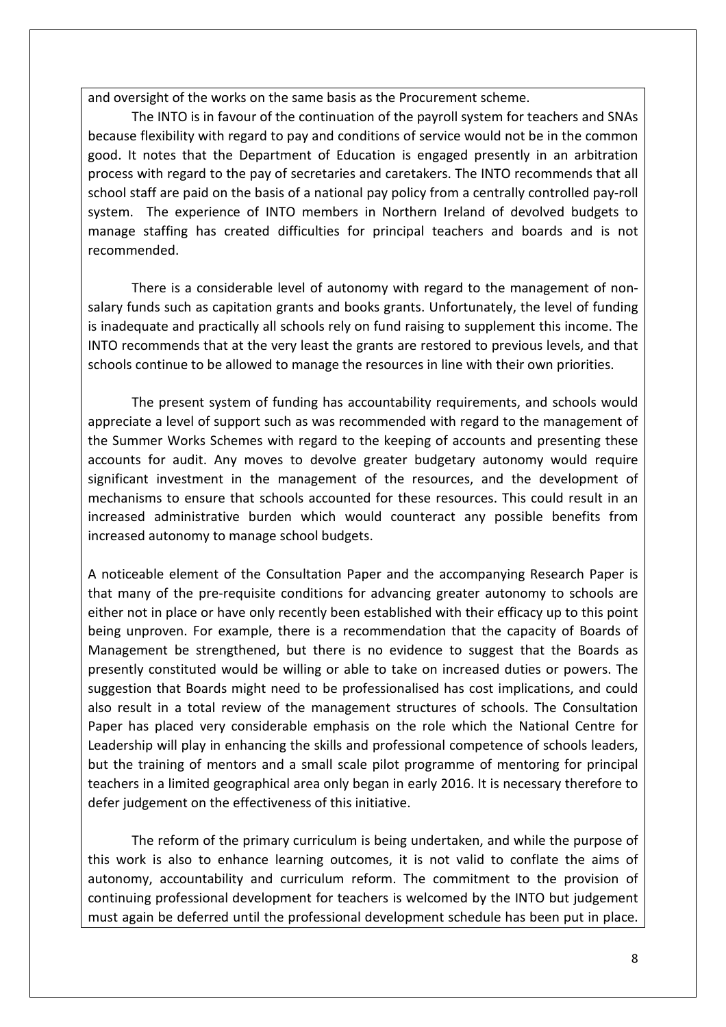and oversight of the works on the same basis as the Procurement scheme.

The INTO is in favour of the continuation of the payroll system for teachers and SNAs because flexibility with regard to pay and conditions of service would not be in the common good. It notes that the Department of Education is engaged presently in an arbitration process with regard to the pay of secretaries and caretakers. The INTO recommends that all school staff are paid on the basis of a national pay policy from a centrally controlled pay-roll system. The experience of INTO members in Northern Ireland of devolved budgets to manage staffing has created difficulties for principal teachers and boards and is not recommended.

There is a considerable level of autonomy with regard to the management of non-salary funds such as capitation grants and books grants. Unfortunately, the level of funding is inadequate and practically all schools rely on fund raising to supplement this income. The INTO recommends that at the very least the grants are restored to previous levels, and that schools continue to be allowed to manage the resources in line with their own priorities.

The present system of funding has accountability requirements, and schools would appreciate a level of support such as was recommended with regard to the management of the Summer Works Schemes with regard to the keeping of accounts and presenting these accounts for audit. Any moves to devolve greater budgetary autonomy would require significant investment in the management of the resources, and the development of mechanisms to ensure that schools accounted for these resources. This could result in an increased administrative burden which would counteract any possible benefits from increased autonomy to manage school budgets.

A noticeable element of the Consultation Paper and the accompanying Research Paper is that many of the pre-requisite conditions for advancing greater autonomy to schools are either not in place or have only recently been established with their efficacy up to this point being unproven. For example, there is a recommendation that the capacity of Boards of Management be strengthened, but there is no evidence to suggest that the Boards as presently constituted would be willing or able to take on increased duties or powers. The suggestion that Boards might need to be professionalised has cost implications, and could also result in a total review of the management structures of schools. The Consultation Paper has placed very considerable emphasis on the role which the National Centre for Leadership will play in enhancing the skills and professional competence of schools leaders, but the training of mentors and a small scale pilot programme of mentoring for principal teachers in a limited geographical area only began in early 2016. It is necessary therefore to defer judgement on the effectiveness of this initiative.

The reform of the primary curriculum is being undertaken, and while the purpose of this work is also to enhance learning outcomes, it is not valid to conflate the aims of autonomy, accountability and curriculum reform. The commitment to the provision of continuing professional development for teachers is welcomed by the INTO but judgement must again be deferred until the professional development schedule has been put in place.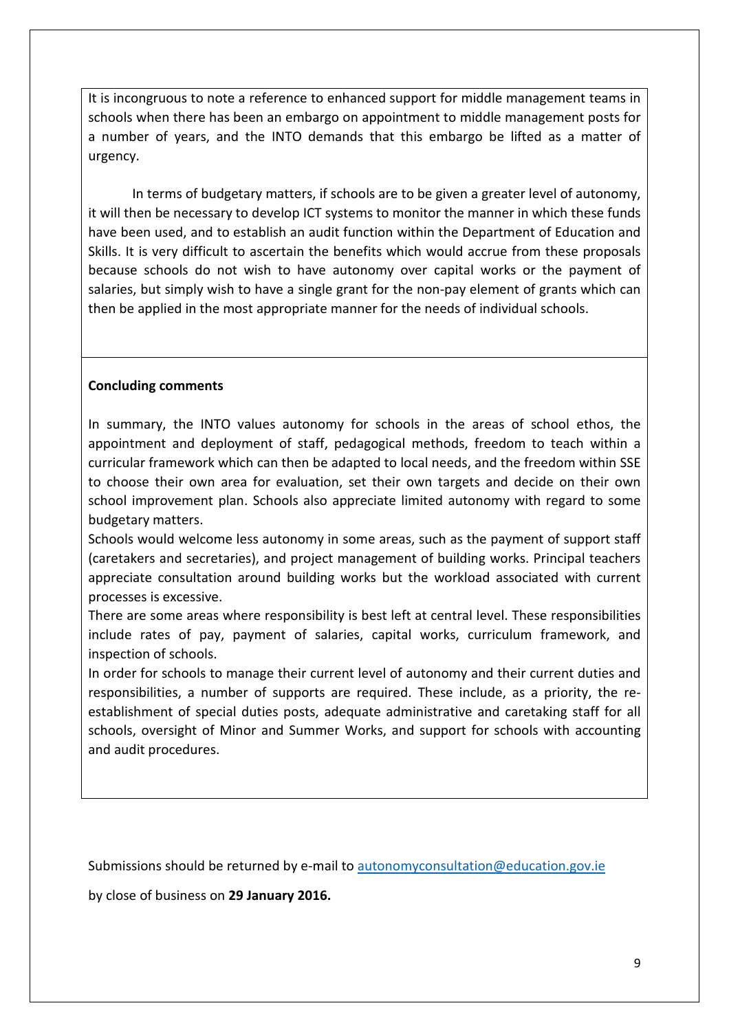It is incongruous to note a reference to enhanced support for middle management teams in schools when there has been an embargo on appointment to middle management posts for a number of years, and the INTO demands that this embargo be lifted as a matter of urgency.

In terms of budgetary matters, if schools are to be given a greater level of autonomy, it will then be necessary to develop ICT systems to monitor the manner in which these funds have been used, and to establish an audit function within the Department of Education and Skills. It is very difficult to ascertain the benefits which would accrue from these proposals because schools do not wish to have autonomy over capital works or the payment of salaries, but simply wish to have a single grant for the non-pay element of grants which can then be applied in the most appropriate manner for the needs of individual schools.

**Concluding comments**

In summary, the INTO values autonomy for schools in the areas of school ethos, the appointment and deployment of staff, pedagogical methods, freedom to teach within a curricular framework which can then be adapted to local needs, and the freedom within SSE to choose their own area for evaluation, set their own targets and decide on their own school improvement plan. Schools also appreciate limited autonomy with regard to some budgetary matters.

Schools would welcome less autonomy in some areas, such as the payment of support staff (caretakers and secretaries), and project management of building works. Principal teachers appreciate consultation around building works but the workload associated with current processes is excessive.

There are some areas where responsibility is best left at central level. These responsibilities include rates of pay, payment of salaries, capital works, curriculum framework, and inspection of schools.

In order for schools to manage their current level of autonomy and their current duties and responsibilities, a number of supports are required. These include, as a priority, the re-establishment of special duties posts, adequate administrative and caretaking staff for all schools, oversight of Minor and Summer Works, and support for schools with accounting and audit procedures.

Submissions should be returned by e-mail to autonomyconsultation@education.gov.ie

by close of business on **29 January 2016.**